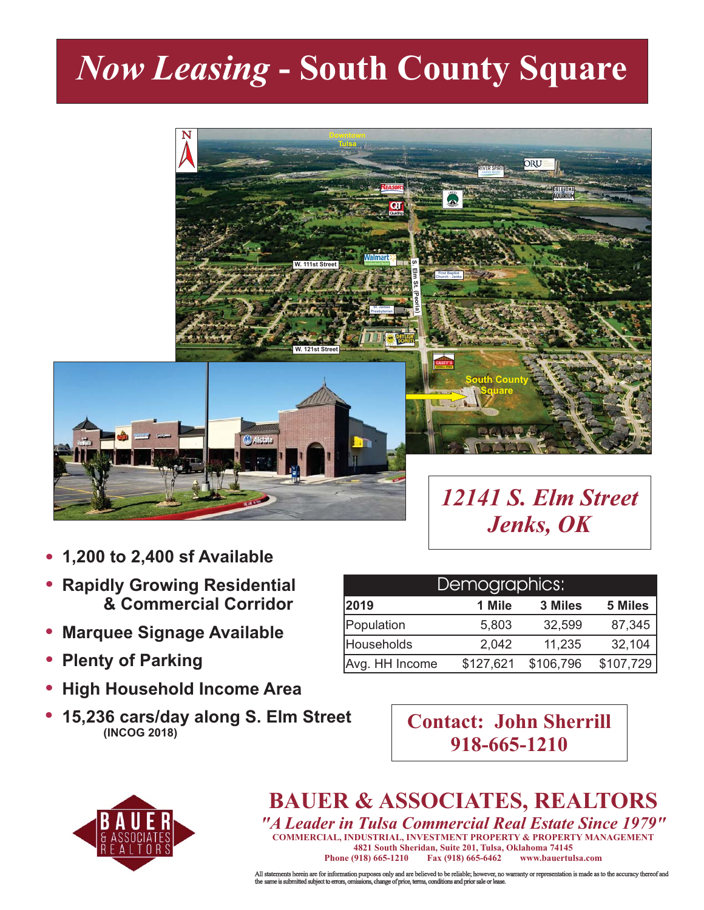# *Now Leasing* - South County Square

## *12141 S. Elm Street*
## *Jenks, OK*

- **1,200 to 2,400 sf Available**
- **Rapidly Growing Residential & Commercial Corridor**
- **Marquee Signage Available**
- **Plenty of Parking**
- **High Household Income Area**
- **15,236 cars/day along S. Elm Street** **(INCOG 2018)**

### Demographics:

| 2019 | 1 Mile | 3 Miles | 5 Miles |
|---|---|---|---|
| Population | 5,803 | 32,599 | 87,345 |
| Households | 2,042 | 11,235 | 32,104 |
| Avg. HH Income | $127,621 | $106,796 | $107,729 |

**Contact: John Sherrill**
**918-665-1210**

## BAUER & ASSOCIATES, REALTORS

*"A Leader in Tulsa Commercial Real Estate Since 1979"*

COMMERCIAL, INDUSTRIAL, INVESTMENT PROPERTY & PROPERTY MANAGEMENT
4821 South Sheridan, Suite 201, Tulsa, Oklahoma 74145
Phone (918) 665-1210 Fax (918) 665-6462 www.bauertulsa.com

All statements herein are for information purposes only and are believed to be reliable; however, no warranty or representation is made as to the accuracy thereof and the same is submitted subject to errors, omissions, change of price, terms, conditions and prior sale or lease.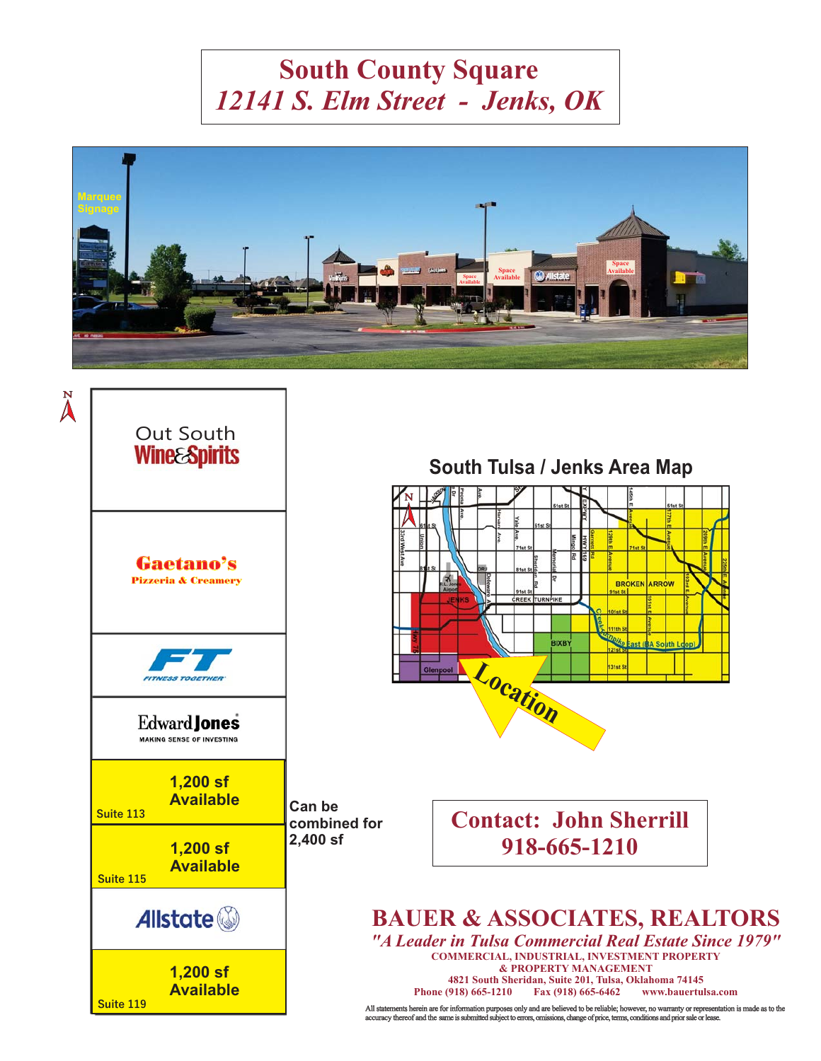# South County Square

## *12141 S. Elm Street - Jenks, OK*

Marquee Signage

Space Available

Space Available

Space Available

N

Out South Wine&Spirits

Gaetano's Pizzeria & Creamery

FT FITNESS TOGETHER

Edward Jones MAKING SENSE OF INVESTING

Suite 113 — 1,200 sf Available

Suite 115 — 1,200 sf Available

Can be combined for 2,400 sf

Allstate

Suite 119 — 1,200 sf Available

## South Tulsa / Jenks Area Map

Location

## Contact: John Sherrill
## 918-665-1210

## BAUER & ASSOCIATES, REALTORS

*"A Leader in Tulsa Commercial Real Estate Since 1979"*

COMMERCIAL, INDUSTRIAL, INVESTMENT PROPERTY
& PROPERTY MANAGEMENT
4821 South Sheridan, Suite 201, Tulsa, Oklahoma 74145
Phone (918) 665-1210 Fax (918) 665-6462 www.bauertulsa.com

All statements herein are for information purposes only and are believed to be reliable; however, no warranty or representation is made as to the accuracy thereof and the same is submitted subject to errors, omissions, change of price, terms, conditions and prior sale or lease.